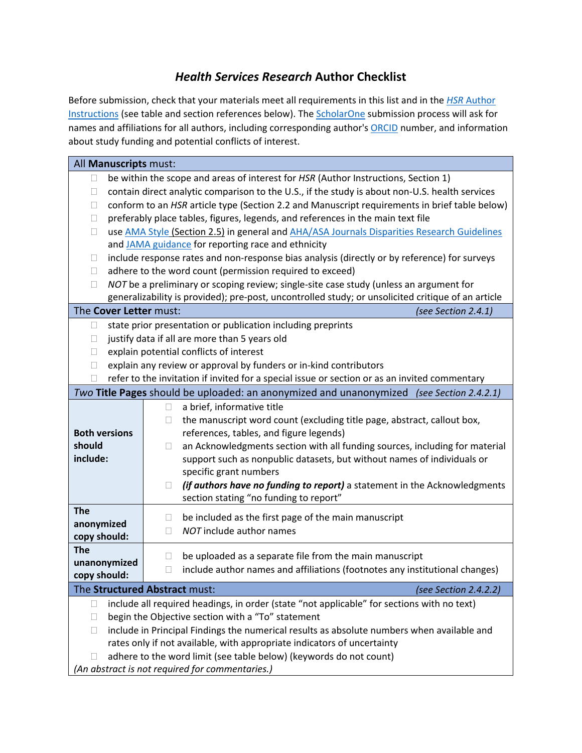# *Health Services Research* Author Checklist

Before submission, check that your materials meet all requirements in this list and in the *HSR* Author Instructions (see table and section references below). The ScholarOne submission process will ask for names and affiliations for all authors, including corresponding author's ORCID number, and information about study funding and potential conflicts of interest.

| All **Manuscripts** must: | |
|---|---|
| ☐ | be within the scope and areas of interest for *HSR* (Author Instructions, Section 1) |
| ☐ | contain direct analytic comparison to the U.S., if the study is about non-U.S. health services |
| ☐ | conform to an *HSR* article type (Section 2.2 and Manuscript requirements in brief table below) |
| ☐ | preferably place tables, figures, legends, and references in the main text file |
| ☐ | use AMA Style (Section 2.5) in general and AHA/ASA Journals Disparities Research Guidelines and JAMA guidance for reporting race and ethnicity |
| ☐ | include response rates and non-response bias analysis (directly or by reference) for surveys |
| ☐ | adhere to the word count (permission required to exceed) |
| ☐ | *NOT* be a preliminary or scoping review; single-site case study (unless an argument for generalizability is provided); pre-post, uncontrolled study; or unsolicited critique of an article |

| The **Cover Letter** must: *(see Section 2.4.1)* | |
|---|---|
| ☐ | state prior presentation or publication including preprints |
| ☐ | justify data if all are more than 5 years old |
| ☐ | explain potential conflicts of interest |
| ☐ | explain any review or approval by funders or in-kind contributors |
| ☐ | refer to the invitation if invited for a special issue or section or as an invited commentary |

| *Two* **Title Pages** should be uploaded: an anonymized and unanonymized *(see Section 2.4.2.1)* | |
|---|---|
| **Both versions should include:** | ☐ a brief, informative title<br>☐ the manuscript word count (excluding title page, abstract, callout box, references, tables, and figure legends)<br>☐ an Acknowledgments section with all funding sources, including for material support such as nonpublic datasets, but without names of individuals or specific grant numbers<br>☐ ***(if authors have no funding to report)*** a statement in the Acknowledgments section stating "no funding to report" |
| **The anonymized copy should:** | ☐ be included as the first page of the main manuscript<br>☐ *NOT* include author names |
| **The unanonymized copy should:** | ☐ be uploaded as a separate file from the main manuscript<br>☐ include author names and affiliations (footnotes any institutional changes) |

| The **Structured Abstract** must: *(see Section 2.4.2.2)* | |
|---|---|
| ☐ | include all required headings, in order (state "not applicable" for sections with no text) |
| ☐ | begin the Objective section with a "To" statement |
| ☐ | include in Principal Findings the numerical results as absolute numbers when available and rates only if not available, with appropriate indicators of uncertainty |
| ☐ | adhere to the word limit (see table below) (keywords do not count) |

*(An abstract is not required for commentaries.)*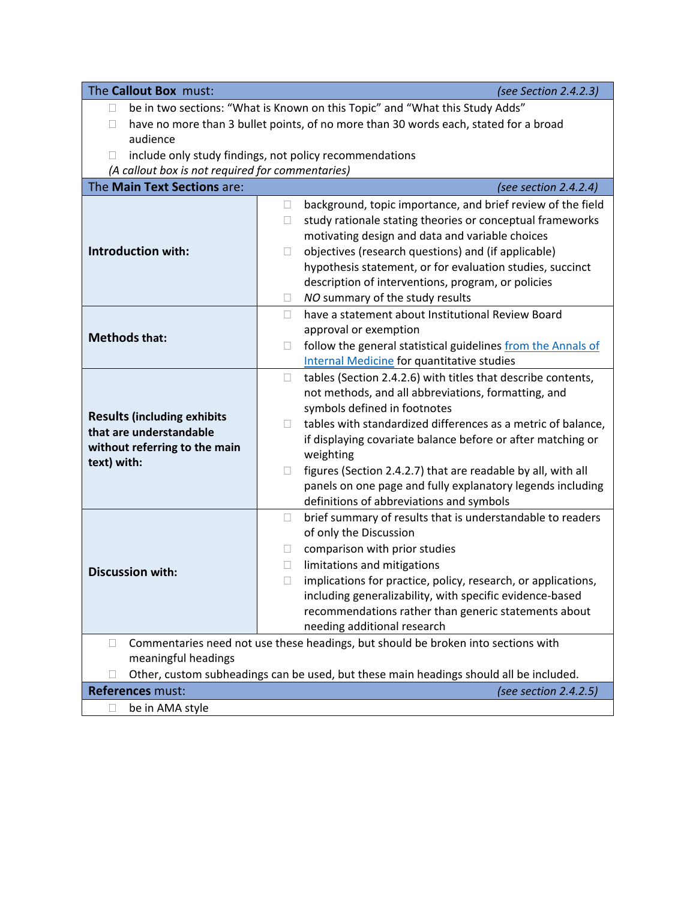| The **Callout Box** must: | *(see Section 2.4.2.3)* |
|---|---|
| ☐ be in two sections: "What is Known on this Topic" and "What this Study Adds"<br>☐ have no more than 3 bullet points, of no more than 30 words each, stated for a broad audience<br>☐ include only study findings, not policy recommendations<br>*(A callout box is not required for commentaries)* | |
| The **Main Text Sections** are: | *(see section 2.4.2.4)* |
| **Introduction with:** | ☐ background, topic importance, and brief review of the field<br>☐ study rationale stating theories or conceptual frameworks motivating design and data and variable choices<br>☐ objectives (research questions) and (if applicable) hypothesis statement, or for evaluation studies, succinct description of interventions, program, or policies<br>☐ *NO* summary of the study results |
| **Methods that:** | ☐ have a statement about Institutional Review Board approval or exemption<br>☐ follow the general statistical guidelines [from the Annals of Internal Medicine]() for quantitative studies |
| **Results (including exhibits that are understandable without referring to the main text) with:** | ☐ tables (Section 2.4.2.6) with titles that describe contents, not methods, and all abbreviations, formatting, and symbols defined in footnotes<br>☐ tables with standardized differences as a metric of balance, if displaying covariate balance before or after matching or weighting<br>☐ figures (Section 2.4.2.7) that are readable by all, with all panels on one page and fully explanatory legends including definitions of abbreviations and symbols |
| **Discussion with:** | ☐ brief summary of results that is understandable to readers of only the Discussion<br>☐ comparison with prior studies<br>☐ limitations and mitigations<br>☐ implications for practice, policy, research, or applications, including generalizability, with specific evidence-based recommendations rather than generic statements about needing additional research |
| ☐ Commentaries need not use these headings, but should be broken into sections with meaningful headings<br>☐ Other, custom subheadings can be used, but these main headings should all be included. | |
| **References** must: | *(see section 2.4.2.5)* |
| ☐ be in AMA style | |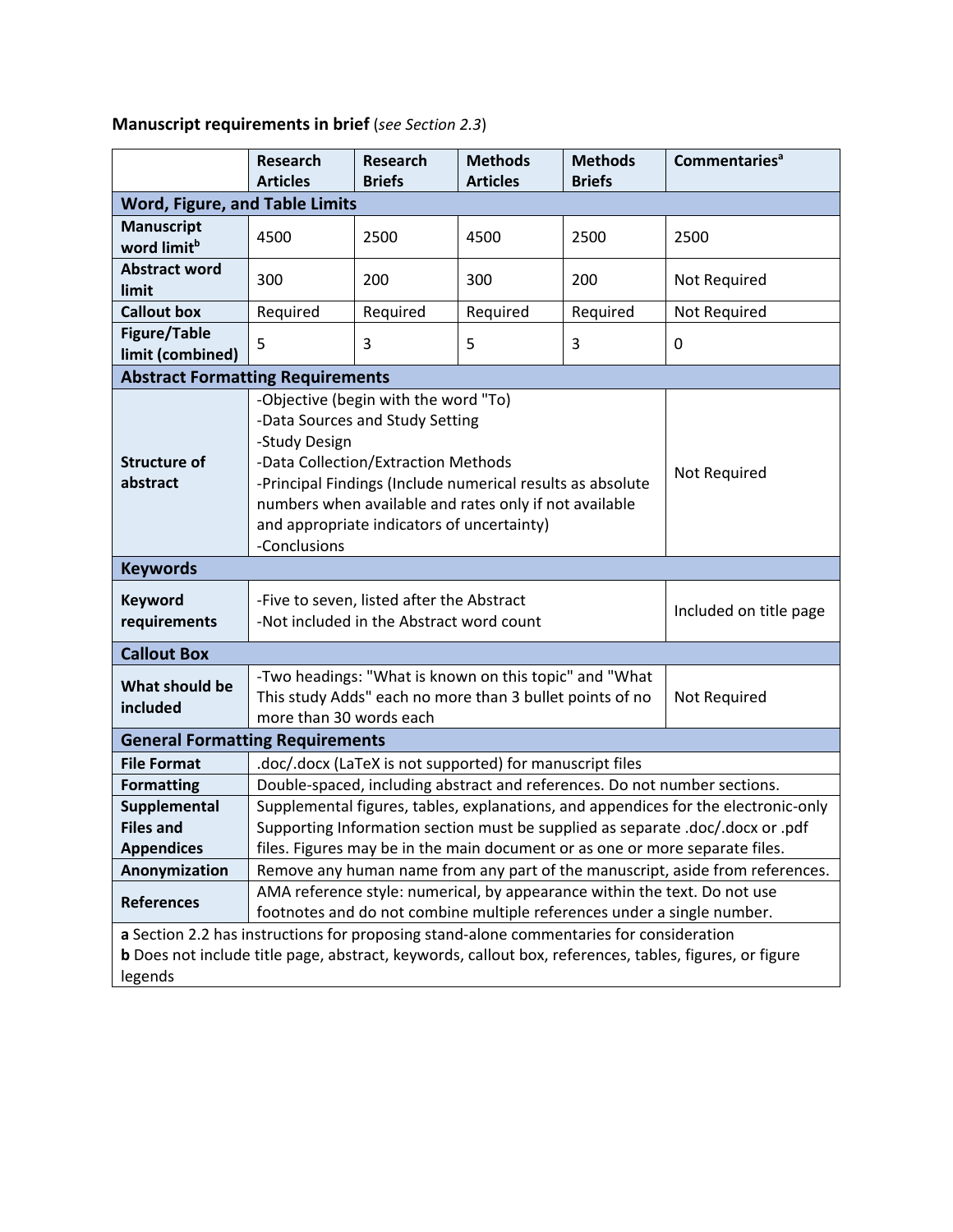**Manuscript requirements in brief** (*see Section 2.3*)

| | Research Articles | Research Briefs | Methods Articles | Methods Briefs | Commentaries[a] |
|---|---|---|---|---|---|
| **Word, Figure, and Table Limits** | | | | | |
| **Manuscript word limit[b]** | 4500 | 2500 | 4500 | 2500 | 2500 |
| **Abstract word limit** | 300 | 200 | 300 | 200 | Not Required |
| **Callout box** | Required | Required | Required | Required | Not Required |
| **Figure/Table limit (combined)** | 5 | 3 | 5 | 3 | 0 |
| **Abstract Formatting Requirements** | | | | | |
| **Structure of abstract** | -Objective (begin with the word "To")<br>-Data Sources and Study Setting<br>-Study Design<br>-Data Collection/Extraction Methods<br>-Principal Findings (Include numerical results as absolute numbers when available and rates only if not available and appropriate indicators of uncertainty)<br>-Conclusions | | | | Not Required |
| **Keywords** | | | | | |
| **Keyword requirements** | -Five to seven, listed after the Abstract<br>-Not included in the Abstract word count | | | | Included on title page |
| **Callout Box** | | | | | |
| **What should be included** | -Two headings: "What is known on this topic" and "What This study Adds" each no more than 3 bullet points of no more than 30 words each | | | | Not Required |
| **General Formatting Requirements** | | | | | |
| **File Format** | .doc/.docx (LaTeX is not supported) for manuscript files | | | | |
| **Formatting** | Double-spaced, including abstract and references. Do not number sections. | | | | |
| **Supplemental Files and Appendices** | Supplemental figures, tables, explanations, and appendices for the electronic-only Supporting Information section must be supplied as separate .doc/.docx or .pdf files. Figures may be in the main document or as one or more separate files. | | | | |
| **Anonymization** | Remove any human name from any part of the manuscript, aside from references. | | | | |
| **References** | AMA reference style: numerical, by appearance within the text. Do not use footnotes and do not combine multiple references under a single number. | | | | |

**a** Section 2.2 has instructions for proposing stand-alone commentaries for consideration
**b** Does not include title page, abstract, keywords, callout box, references, tables, figures, or figure legends